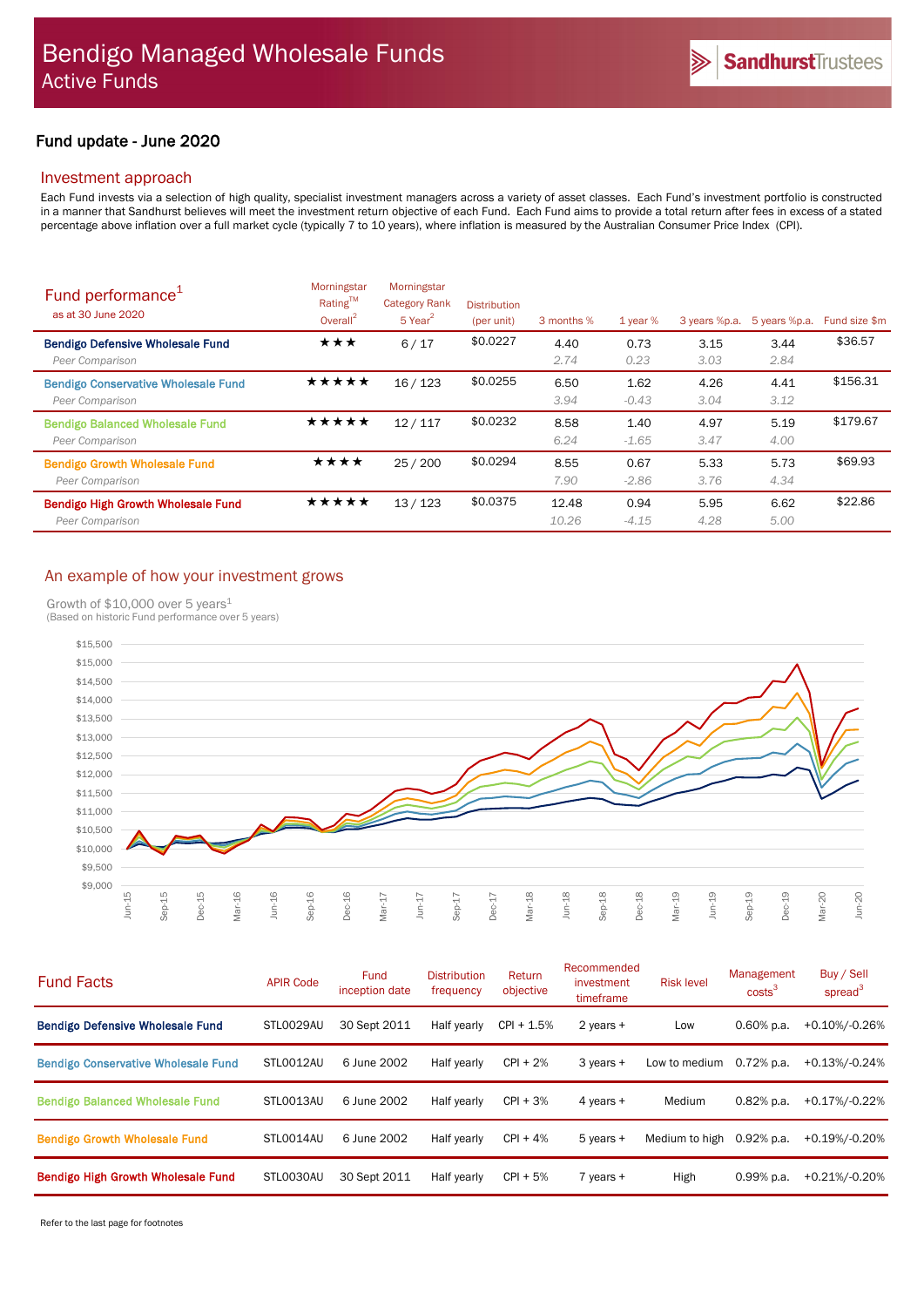# Bendigo Managed Wholesale Funds
## Active Funds

SandhurstTrustees

## Fund update - June 2020

### Investment approach

Each Fund invests via a selection of high quality, specialist investment managers across a variety of asset classes. Each Fund's investment portfolio is constructed in a manner that Sandhurst believes will meet the investment return objective of each Fund. Each Fund aims to provide a total return after fees in excess of a stated percentage above inflation over a full market cycle (typically 7 to 10 years), where inflation is measured by the Australian Consumer Price Index (CPI).

### Fund performance[1]

as at 30 June 2020

| | Morningstar Rating™ Overall[2] | Morningstar Category Rank 5 Year[2] | Distribution (per unit) | 3 months % | 1 year % | 3 years %p.a. | 5 years %p.a. | Fund size $m |
|---|---|---|---|---|---|---|---|---|
| **Bendigo Defensive Wholesale Fund** | ★★★ | 6 / 17 | $0.0227 | 4.40 | 0.73 | 3.15 | 3.44 | $36.57 |
| *Peer Comparison* | | | | *2.74* | *0.23* | *3.03* | *2.84* | |
| **Bendigo Conservative Wholesale Fund** | ★★★★★ | 16 / 123 | $0.0255 | 6.50 | 1.62 | 4.26 | 4.41 | $156.31 |
| *Peer Comparison* | | | | *3.94* | *-0.43* | *3.04* | *3.12* | |
| **Bendigo Balanced Wholesale Fund** | ★★★★★ | 12 / 117 | $0.0232 | 8.58 | 1.40 | 4.97 | 5.19 | $179.67 |
| *Peer Comparison* | | | | *6.24* | *-1.65* | *3.47* | *4.00* | |
| **Bendigo Growth Wholesale Fund** | ★★★★ | 25 / 200 | $0.0294 | 8.55 | 0.67 | 5.33 | 5.73 | $69.93 |
| *Peer Comparison* | | | | *7.90* | *-2.86* | *3.76* | *4.34* | |
| **Bendigo High Growth Wholesale Fund** | ★★★★★ | 13 / 123 | $0.0375 | 12.48 | 0.94 | 5.95 | 6.62 | $22.86 |
| *Peer Comparison* | | | | *10.26* | *-4.15* | *4.28* | *5.00* | |

### An example of how your investment grows

Growth of $10,000 over 5 years[1]
(Based on historic Fund performance over 5 years)

### Fund Facts

| | APIR Code | Fund inception date | Distribution frequency | Return objective | Recommended investment timeframe | Risk level | Management costs[3] | Buy / Sell spread[3] |
|---|---|---|---|---|---|---|---|---|
| **Bendigo Defensive Wholesale Fund** | STL0029AU | 30 Sept 2011 | Half yearly | CPI + 1.5% | 2 years + | Low | 0.60% p.a. | +0.10%/-0.26% |
| **Bendigo Conservative Wholesale Fund** | STL0012AU | 6 June 2002 | Half yearly | CPI + 2% | 3 years + | Low to medium | 0.72% p.a. | +0.13%/-0.24% |
| **Bendigo Balanced Wholesale Fund** | STL0013AU | 6 June 2002 | Half yearly | CPI + 3% | 4 years + | Medium | 0.82% p.a. | +0.17%/-0.22% |
| **Bendigo Growth Wholesale Fund** | STL0014AU | 6 June 2002 | Half yearly | CPI + 4% | 5 years + | Medium to high | 0.92% p.a. | +0.19%/-0.20% |
| **Bendigo High Growth Wholesale Fund** | STL0030AU | 30 Sept 2011 | Half yearly | CPI + 5% | 7 years + | High | 0.99% p.a. | +0.21%/-0.20% |

Refer to the last page for footnotes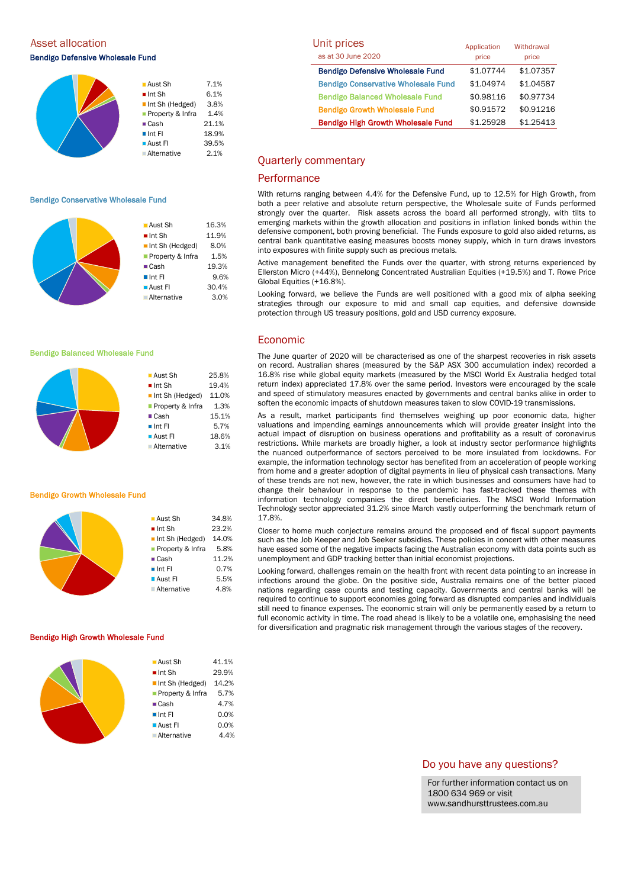## Asset allocation

### Bendigo Defensive Wholesale Fund

| Asset | % |
|---|---|
| Aust Sh | 7.1% |
| Int Sh | 6.1% |
| Int Sh (Hedged) | 3.8% |
| Property & Infra | 1.4% |
| Cash | 21.1% |
| Int FI | 18.9% |
| Aust FI | 39.5% |
| Alternative | 2.1% |

### Bendigo Conservative Wholesale Fund

| Asset | % |
|---|---|
| Aust Sh | 16.3% |
| Int Sh | 11.9% |
| Int Sh (Hedged) | 8.0% |
| Property & Infra | 1.5% |
| Cash | 19.3% |
| Int FI | 9.6% |
| Aust FI | 30.4% |
| Alternative | 3.0% |

### Bendigo Balanced Wholesale Fund

| Asset | % |
|---|---|
| Aust Sh | 25.8% |
| Int Sh | 19.4% |
| Int Sh (Hedged) | 11.0% |
| Property & Infra | 1.3% |
| Cash | 15.1% |
| Int FI | 5.7% |
| Aust FI | 18.6% |
| Alternative | 3.1% |

### Bendigo Growth Wholesale Fund

| Asset | % |
|---|---|
| Aust Sh | 34.8% |
| Int Sh | 23.2% |
| Int Sh (Hedged) | 14.0% |
| Property & Infra | 5.8% |
| Cash | 11.2% |
| Int FI | 0.7% |
| Aust FI | 5.5% |
| Alternative | 4.8% |

### Bendigo High Growth Wholesale Fund

| Asset | % |
|---|---|
| Aust Sh | 41.1% |
| Int Sh | 29.9% |
| Int Sh (Hedged) | 14.2% |
| Property & Infra | 5.7% |
| Cash | 4.7% |
| Int FI | 0.0% |
| Aust FI | 0.0% |
| Alternative | 4.4% |

## Unit prices

as at 30 June 2020

| | Application price | Withdrawal price |
|---|---|---|
| Bendigo Defensive Wholesale Fund | $1.07744 | $1.07357 |
| Bendigo Conservative Wholesale Fund | $1.04974 | $1.04587 |
| Bendigo Balanced Wholesale Fund | $0.98116 | $0.97734 |
| Bendigo Growth Wholesale Fund | $0.91572 | $0.91216 |
| Bendigo High Growth Wholesale Fund | $1.25928 | $1.25413 |

## Quarterly commentary

### Performance

With returns ranging between 4.4% for the Defensive Fund, up to 12.5% for High Growth, from both a peer relative and absolute return perspective, the Wholesale suite of Funds performed strongly over the quarter. Risk assets across the board all performed strongly, with tilts to emerging markets within the growth allocation and positions in inflation linked bonds within the defensive component, both proving beneficial. The Funds exposure to gold also aided returns, as central bank quantitative easing measures boosts money supply, which in turn draws investors into exposures with finite supply such as precious metals.

Active management benefited the Funds over the quarter, with strong returns experienced by Ellerston Micro (+44%), Bennelong Concentrated Australian Equities (+19.5%) and T. Rowe Price Global Equities (+16.8%).

Looking forward, we believe the Funds are well positioned with a good mix of alpha seeking strategies through our exposure to mid and small cap equities, and defensive downside protection through US treasury positions, gold and USD currency exposure.

### Economic

The June quarter of 2020 will be characterised as one of the sharpest recoveries in risk assets on record. Australian shares (measured by the S&P ASX 300 accumulation index) recorded a 16.8% rise while global equity markets (measured by the MSCI World Ex Australia hedged total return index) appreciated 17.8% over the same period. Investors were encouraged by the scale and speed of stimulatory measures enacted by governments and central banks alike in order to soften the economic impacts of shutdown measures taken to slow COVID-19 transmissions.

As a result, market participants find themselves weighing up poor economic data, higher valuations and impending earnings announcements which will provide greater insight into the actual impact of disruption on business operations and profitability as a result of coronavirus restrictions. While markets are broadly higher, a look at industry sector performance highlights the nuanced outperformance of sectors perceived to be more insulated from lockdowns. For example, the information technology sector has benefited from an acceleration of people working from home and a greater adoption of digital payments in lieu of physical cash transactions. Many of these trends are not new, however, the rate in which businesses and consumers have had to change their behaviour in response to the pandemic has fast-tracked these themes with information technology companies the direct beneficiaries. The MSCI World Information Technology sector appreciated 31.2% since March vastly outperforming the benchmark return of 17.8%.

Closer to home much conjecture remains around the proposed end of fiscal support payments such as the Job Keeper and Job Seeker subsidies. These policies in concert with other measures have eased some of the negative impacts facing the Australian economy with data points such as unemployment and GDP tracking better than initial economist projections.

Looking forward, challenges remain on the health front with recent data pointing to an increase in infections around the globe. On the positive side, Australia remains one of the better placed nations regarding case counts and testing capacity. Governments and central banks will be required to continue to support economies going forward as disrupted companies and individuals still need to finance expenses. The economic strain will only be permanently eased by a return to full economic activity in time. The road ahead is likely to be a volatile one, emphasising the need for diversification and pragmatic risk management through the various stages of the recovery.

## Do you have any questions?

For further information contact us on 1800 634 969 or visit www.sandhursttrustees.com.au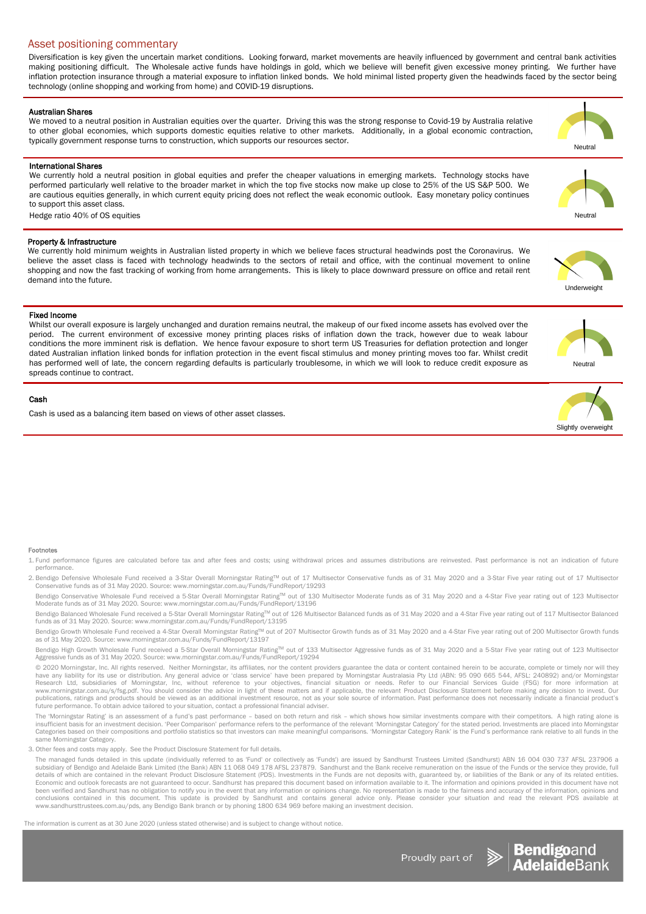## Asset positioning commentary

Diversification is key given the uncertain market conditions. Looking forward, market movements are heavily influenced by government and central bank activities making positioning difficult. The Wholesale active funds have holdings in gold, which we believe will benefit given excessive money printing. We further have inflation protection insurance through a material exposure to inflation linked bonds. We hold minimal listed property given the headwinds faced by the sector being technology (online shopping and working from home) and COVID-19 disruptions.

### Australian Shares

We moved to a neutral position in Australian equities over the quarter. Driving this was the strong response to Covid-19 by Australia relative to other global economies, which supports domestic equities relative to other markets. Additionally, in a global economic contraction, typically government response turns to construction, which supports our resources sector.

Neutral

### International Shares

We currently hold a neutral position in global equities and prefer the cheaper valuations in emerging markets. Technology stocks have performed particularly well relative to the broader market in which the top five stocks now make up close to 25% of the US S&P 500. We are cautious equities generally, in which current equity pricing does not reflect the weak economic outlook. Easy monetary policy continues to support this asset class.

Hedge ratio 40% of OS equities

Neutral

### Property & Infrastructure

We currently hold minimum weights in Australian listed property in which we believe faces structural headwinds post the Coronavirus. We believe the asset class is faced with technology headwinds to the sectors of retail and office, with the continual movement to online shopping and now the fast tracking of working from home arrangements. This is likely to place downward pressure on office and retail rent demand into the future.

Underweight

### Fixed Income

Whilst our overall exposure is largely unchanged and duration remains neutral, the makeup of our fixed income assets has evolved over the period. The current environment of excessive money printing places risks of inflation down the track, however due to weak labour conditions the more imminent risk is deflation. We hence favour exposure to short term US Treasuries for deflation protection and longer dated Australian inflation linked bonds for inflation protection in the event fiscal stimulus and money printing moves too far. Whilst credit has performed well of late, the concern regarding defaults is particularly troublesome, in which we will look to reduce credit exposure as spreads continue to contract.

Neutral

### Cash

Cash is used as a balancing item based on views of other asset classes.

Slightly overweight

#### Footnotes

1. Fund performance figures are calculated before tax and after fees and costs; using withdrawal prices and assumes distributions are reinvested. Past performance is not an indication of future performance.
2. Bendigo Defensive Wholesale Fund received a 3-Star Overall Morningstar Rating™ out of 17 Multisector Conservative funds as of 31 May 2020 and a 3-Star Five year rating out of 17 Multisector Conservative funds as of 31 May 2020. Source: www.morningstar.com.au/Funds/FundReport/19293

   Bendigo Conservative Wholesale Fund received a 5-Star Overall Morningstar Rating™ out of 130 Multisector Moderate funds as of 31 May 2020 and a 4-Star Five year rating out of 123 Multisector Moderate funds as of 31 May 2020. Source: www.morningstar.com.au/Funds/FundReport/13196

   Bendigo Balanced Wholesale Fund received a 5-Star Overall Morningstar Rating™ out of 126 Multisector Balanced funds as of 31 May 2020 and a 4-Star Five year rating out of 117 Multisector Balanced funds as of 31 May 2020. Source: www.morningstar.com.au/Funds/FundReport/13195

   Bendigo Growth Wholesale Fund received a 4-Star Overall Morningstar Rating™ out of 207 Multisector Growth funds as of 31 May 2020 and a 4-Star Five year rating out of 200 Multisector Growth funds as of 31 May 2020. Source: www.morningstar.com.au/Funds/FundReport/13197

   Bendigo High Growth Wholesale Fund received a 5-Star Overall Morningstar Rating™ out of 133 Multisector Aggressive funds as of 31 May 2020 and a 5-Star Five year rating out of 123 Multisector Aggressive funds as of 31 May 2020. Source: www.morningstar.com.au/Funds/FundReport/19294

   © 2020 Morningstar, Inc. All rights reserved. Neither Morningstar, its affiliates, nor the content providers guarantee the data or content contained herein to be accurate, complete or timely nor will they have any liability for its use or distribution. Any general advice or 'class service' have been prepared by Morningstar Australasia Pty Ltd (ABN: 95 090 665 544, AFSL: 240892) and/or Morningstar Research Ltd, subsidiaries of Morningstar, Inc, without reference to your objectives, financial situation or needs. Refer to our Financial Services Guide (FSG) for more information at www.morningstar.com.au/s/fsg.pdf. You should consider the advice in light of these matters and if applicable, the relevant Product Disclosure Statement before making any decision to invest. Our publications, ratings and products should be viewed as an additional investment resource, not as your sole source of information. Past performance does not necessarily indicate a financial product's future performance. To obtain advice tailored to your situation, contact a professional financial adviser.

   The 'Morningstar Rating' is an assessment of a fund's past performance – based on both return and risk – which shows how similar investments compare with their competitors. A high rating alone is insufficient basis for an investment decision. 'Peer Comparison' performance refers to the performance of the relevant 'Morningstar Category' for the stated period. Investments are placed into Morningstar Categories based on their compositions and portfolio statistics so that investors can make meaningful comparisons. 'Morningstar Category Rank' is the Fund's performance rank relative to all funds in the same Morningstar Category.
3. Other fees and costs may apply. See the Product Disclosure Statement for full details.

   The managed funds detailed in this update (individually referred to as 'Fund' or collectively as 'Funds') are issued by Sandhurst Trustees Limited (Sandhurst) ABN 16 004 030 737 AFSL 237906 a subsidiary of Bendigo and Adelaide Bank Limited (the Bank) ABN 11 068 049 178 AFSL 237879. Sandhurst and the Bank receive remuneration on the issue of the Funds or the service they provide, full details of which are contained in the relevant Product Disclosure Statement (PDS). Investments in the Funds are not deposits with, guaranteed by, or liabilities of the Bank or any of its related entities. Economic and outlook forecasts are not guaranteed to occur. Sandhurst has prepared this document based on information available to it. The information and opinions provided in this document have not been verified and Sandhurst has no obligation to notify you in the event that any information or opinions change. No representation is made to the fairness and accuracy of the information, opinions and conclusions contained in this document. This update is provided by Sandhurst and contains general advice only. Please consider your situation and read the relevant PDS available at www.sandhursttrustees.com.au/pds, any Bendigo Bank branch or by phoning 1800 634 969 before making an investment decision.

The information is current as at 30 June 2020 (unless stated otherwise) and is subject to change without notice.

Proudly part of Bendigo and Adelaide Bank